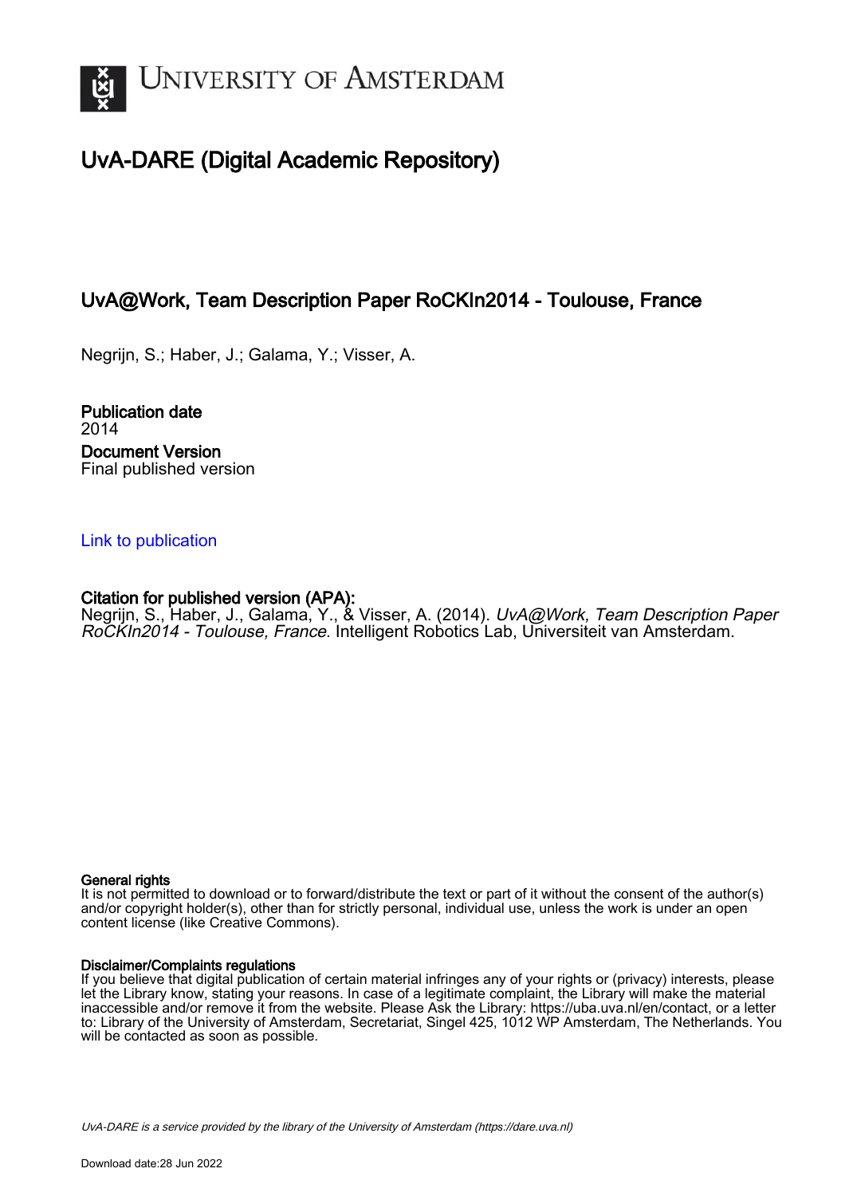# UvA-DARE (Digital Academic Repository)

## UvA@Work, Team Description Paper RoCKIn2014 - Toulouse, France

Negrijn, S.; Haber, J.; Galama, Y.; Visser, A.

**Publication date**
2014

**Document Version**
Final published version

[Link to publication]

**Citation for published version (APA):**
Negrijn, S., Haber, J., Galama, Y., & Visser, A. (2014). *UvA@Work, Team Description Paper RoCKIn2014 - Toulouse, France*. Intelligent Robotics Lab, Universiteit van Amsterdam.

**General rights**
It is not permitted to download or to forward/distribute the text or part of it without the consent of the author(s) and/or copyright holder(s), other than for strictly personal, individual use, unless the work is under an open content license (like Creative Commons).

**Disclaimer/Complaints regulations**
If you believe that digital publication of certain material infringes any of your rights or (privacy) interests, please let the Library know, stating your reasons. In case of a legitimate complaint, the Library will make the material inaccessible and/or remove it from the website. Please Ask the Library: https://uba.uva.nl/en/contact, or a letter to: Library of the University of Amsterdam, Secretariat, Singel 425, 1012 WP Amsterdam, The Netherlands. You will be contacted as soon as possible.

*UvA-DARE is a service provided by the library of the University of Amsterdam (https://dare.uva.nl)*

Download date:28 Jun 2022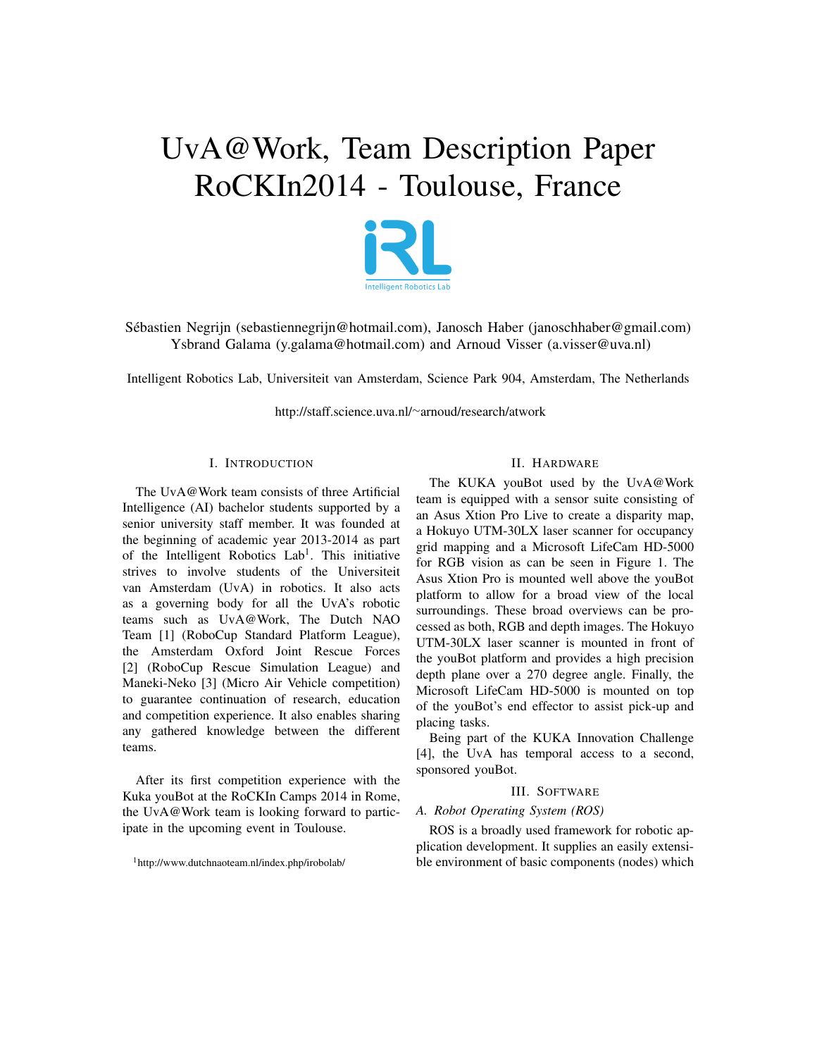# UvA@Work, Team Description Paper RoCKIn2014 - Toulouse, France

Sébastien Negrijn (sebastiennegrijn@hotmail.com), Janosch Haber (janoschhaber@gmail.com) Ysbrand Galama (y.galama@hotmail.com) and Arnoud Visser (a.visser@uva.nl)

Intelligent Robotics Lab, Universiteit van Amsterdam, Science Park 904, Amsterdam, The Netherlands

http://staff.science.uva.nl/~arnoud/research/atwork

## I. Introduction

The UvA@Work team consists of three Artificial Intelligence (AI) bachelor students supported by a senior university staff member. It was founded at the beginning of academic year 2013-2014 as part of the Intelligent Robotics Lab[1]. This initiative strives to involve students of the Universiteit van Amsterdam (UvA) in robotics. It also acts as a governing body for all the UvA's robotic teams such as UvA@Work, The Dutch NAO Team [1] (RoboCup Standard Platform League), the Amsterdam Oxford Joint Rescue Forces [2] (RoboCup Rescue Simulation League) and Maneki-Neko [3] (Micro Air Vehicle competition) to guarantee continuation of research, education and competition experience. It also enables sharing any gathered knowledge between the different teams.

After its first competition experience with the Kuka youBot at the RoCKIn Camps 2014 in Rome, the UvA@Work team is looking forward to participate in the upcoming event in Toulouse.

[1] http://www.dutchnaoteam.nl/index.php/irobolab/

## II. Hardware

The KUKA youBot used by the UvA@Work team is equipped with a sensor suite consisting of an Asus Xtion Pro Live to create a disparity map, a Hokuyo UTM-30LX laser scanner for occupancy grid mapping and a Microsoft LifeCam HD-5000 for RGB vision as can be seen in Figure 1. The Asus Xtion Pro is mounted well above the youBot platform to allow for a broad view of the local surroundings. These broad overviews can be processed as both, RGB and depth images. The Hokuyo UTM-30LX laser scanner is mounted in front of the youBot platform and provides a high precision depth plane over a 270 degree angle. Finally, the Microsoft LifeCam HD-5000 is mounted on top of the youBot's end effector to assist pick-up and placing tasks.

Being part of the KUKA Innovation Challenge [4], the UvA has temporal access to a second, sponsored youBot.

## III. Software

### A. Robot Operating System (ROS)

ROS is a broadly used framework for robotic application development. It supplies an easily extensible environment of basic components (nodes) which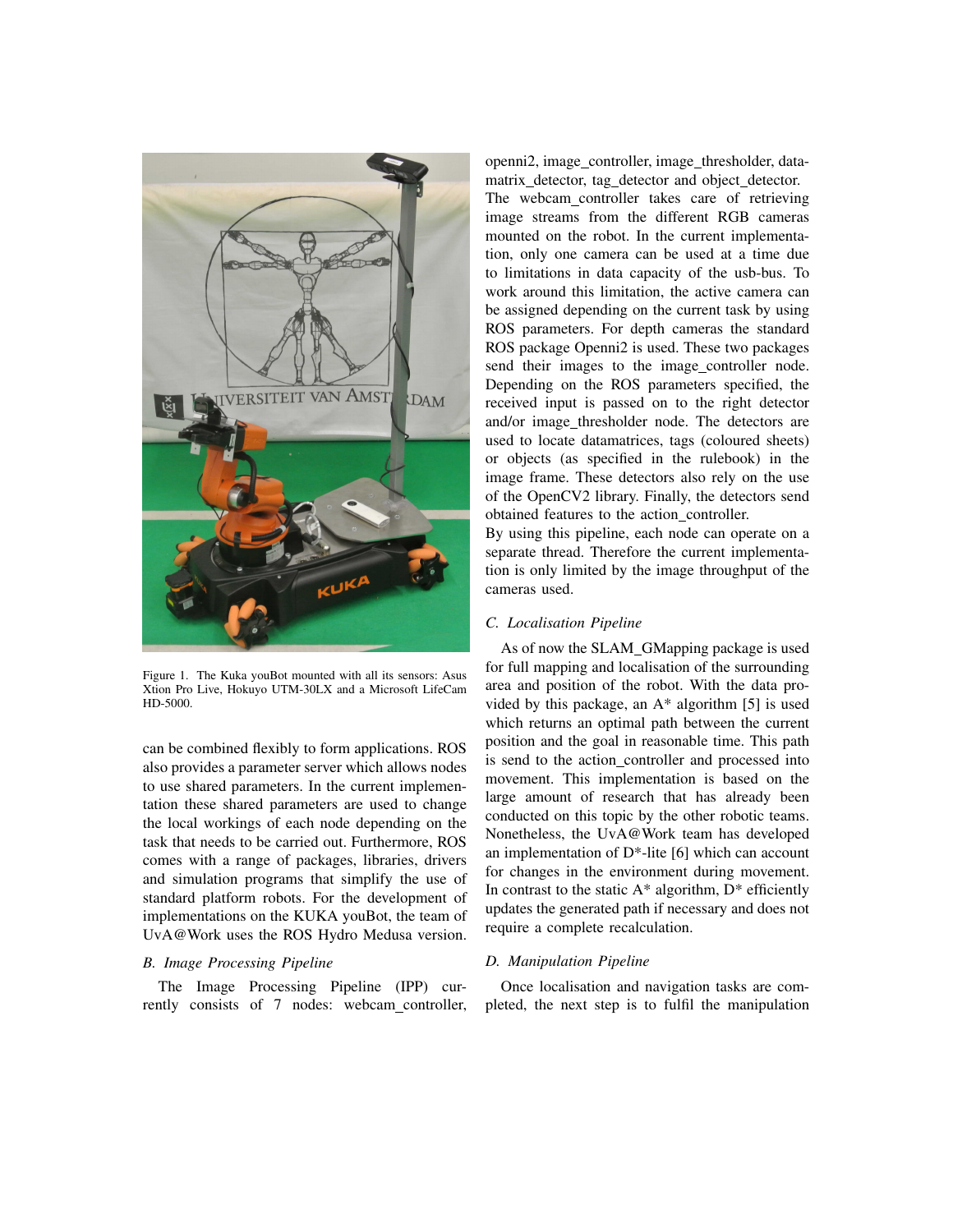Figure 1. The Kuka youBot mounted with all its sensors: Asus Xtion Pro Live, Hokuyo UTM-30LX and a Microsoft LifeCam HD-5000.

can be combined flexibly to form applications. ROS also provides a parameter server which allows nodes to use shared parameters. In the current implementation these shared parameters are used to change the local workings of each node depending on the task that needs to be carried out. Furthermore, ROS comes with a range of packages, libraries, drivers and simulation programs that simplify the use of standard platform robots. For the development of implementations on the KUKA youBot, the team of UvA@Work uses the ROS Hydro Medusa version.

### B. Image Processing Pipeline

The Image Processing Pipeline (IPP) currently consists of 7 nodes: webcam_controller, openni2, image_controller, image_thresholder, datamatrix_detector, tag_detector and object_detector. The webcam_controller takes care of retrieving image streams from the different RGB cameras mounted on the robot. In the current implementation, only one camera can be used at a time due to limitations in data capacity of the usb-bus. To work around this limitation, the active camera can be assigned depending on the current task by using ROS parameters. For depth cameras the standard ROS package Openni2 is used. These two packages send their images to the image_controller node. Depending on the ROS parameters specified, the received input is passed on to the right detector and/or image_thresholder node. The detectors are used to locate datamatrices, tags (coloured sheets) or objects (as specified in the rulebook) in the image frame. These detectors also rely on the use of the OpenCV2 library. Finally, the detectors send obtained features to the action_controller.

By using this pipeline, each node can operate on a separate thread. Therefore the current implementation is only limited by the image throughput of the cameras used.

### C. Localisation Pipeline

As of now the SLAM_GMapping package is used for full mapping and localisation of the surrounding area and position of the robot. With the data provided by this package, an A* algorithm [5] is used which returns an optimal path between the current position and the goal in reasonable time. This path is send to the action_controller and processed into movement. This implementation is based on the large amount of research that has already been conducted on this topic by the other robotic teams. Nonetheless, the UvA@Work team has developed an implementation of D*-lite [6] which can account for changes in the environment during movement. In contrast to the static A* algorithm, D* efficiently updates the generated path if necessary and does not require a complete recalculation.

### D. Manipulation Pipeline

Once localisation and navigation tasks are completed, the next step is to fulfil the manipulation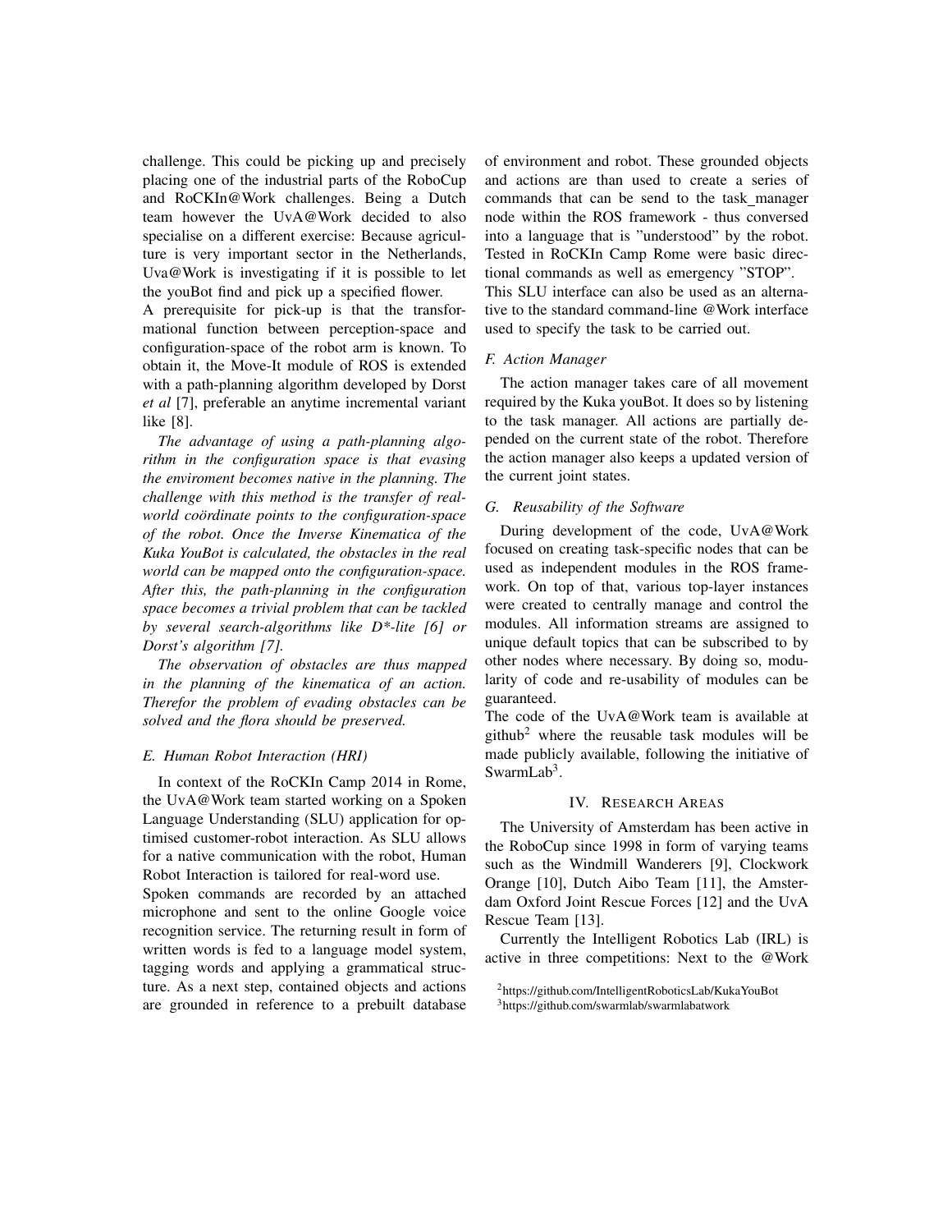challenge. This could be picking up and precisely placing one of the industrial parts of the RoboCup and RoCKIn@Work challenges. Being a Dutch team however the UvA@Work decided to also specialise on a different exercise: Because agriculture is very important sector in the Netherlands, Uva@Work is investigating if it is possible to let the youBot find and pick up a specified flower.

A prerequisite for pick-up is that the transformational function between perception-space and configuration-space of the robot arm is known. To obtain it, the Move-It module of ROS is extended with a path-planning algorithm developed by Dorst *et al* [7], preferable an anytime incremental variant like [8].

*The advantage of using a path-planning algorithm in the configuration space is that evasing the enviroment becomes native in the planning. The challenge with this method is the transfer of real-world coördinate points to the configuration-space of the robot. Once the Inverse Kinematica of the Kuka YouBot is calculated, the obstacles in the real world can be mapped onto the configuration-space. After this, the path-planning in the configuration space becomes a trivial problem that can be tackled by several search-algorithms like D\*-lite [6] or Dorst's algorithm [7].*

*The observation of obstacles are thus mapped in the planning of the kinematica of an action. Therefor the problem of evading obstacles can be solved and the flora should be preserved.*

### *E. Human Robot Interaction (HRI)*

In context of the RoCKIn Camp 2014 in Rome, the UvA@Work team started working on a Spoken Language Understanding (SLU) application for optimised customer-robot interaction. As SLU allows for a native communication with the robot, Human Robot Interaction is tailored for real-word use.

Spoken commands are recorded by an attached microphone and sent to the online Google voice recognition service. The returning result in form of written words is fed to a language model system, tagging words and applying a grammatical structure. As a next step, contained objects and actions are grounded in reference to a prebuilt database of environment and robot. These grounded objects and actions are than used to create a series of commands that can be send to the task_manager node within the ROS framework - thus conversed into a language that is "understood" by the robot. Tested in RoCKIn Camp Rome were basic directional commands as well as emergency "STOP".

This SLU interface can also be used as an alternative to the standard command-line @Work interface used to specify the task to be carried out.

### *F. Action Manager*

The action manager takes care of all movement required by the Kuka youBot. It does so by listening to the task manager. All actions are partially depended on the current state of the robot. Therefore the action manager also keeps a updated version of the current joint states.

### *G. Reusability of the Software*

During development of the code, UvA@Work focused on creating task-specific nodes that can be used as independent modules in the ROS framework. On top of that, various top-layer instances were created to centrally manage and control the modules. All information streams are assigned to unique default topics that can be subscribed to by other nodes where necessary. By doing so, modularity of code and re-usability of modules can be guaranteed.

The code of the UvA@Work team is available at github[2] where the reusable task modules will be made publicly available, following the initiative of SwarmLab[3].

## IV. Research Areas

The University of Amsterdam has been active in the RoboCup since 1998 in form of varying teams such as the Windmill Wanderers [9], Clockwork Orange [10], Dutch Aibo Team [11], the Amsterdam Oxford Joint Rescue Forces [12] and the UvA Rescue Team [13].

Currently the Intelligent Robotics Lab (IRL) is active in three competitions: Next to the @Work

[2]https://github.com/IntelligentRoboticsLab/KukaYouBot

[3]https://github.com/swarmlab/swarmlabatwork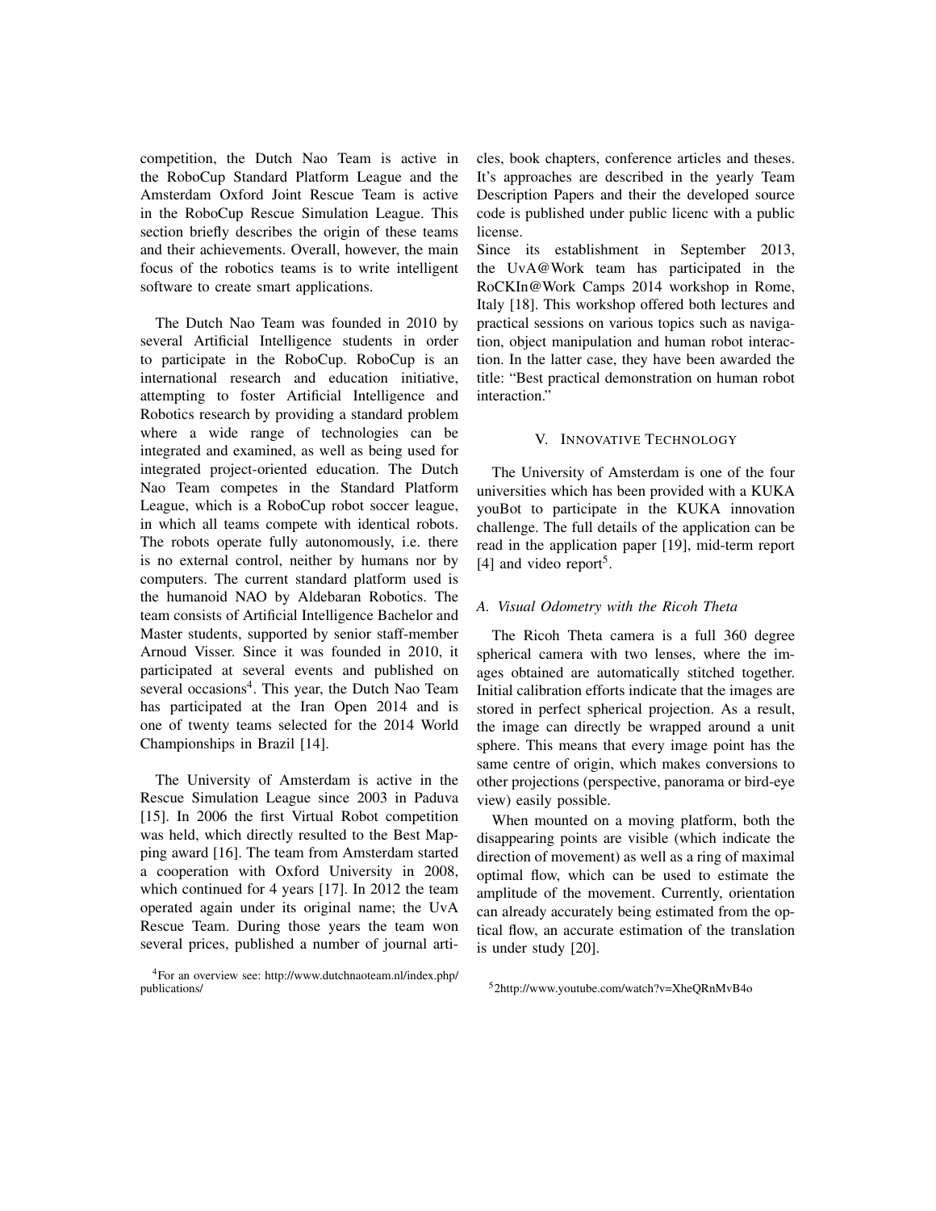competition, the Dutch Nao Team is active in the RoboCup Standard Platform League and the Amsterdam Oxford Joint Rescue Team is active in the RoboCup Rescue Simulation League. This section briefly describes the origin of these teams and their achievements. Overall, however, the main focus of the robotics teams is to write intelligent software to create smart applications.

The Dutch Nao Team was founded in 2010 by several Artificial Intelligence students in order to participate in the RoboCup. RoboCup is an international research and education initiative, attempting to foster Artificial Intelligence and Robotics research by providing a standard problem where a wide range of technologies can be integrated and examined, as well as being used for integrated project-oriented education. The Dutch Nao Team competes in the Standard Platform League, which is a RoboCup robot soccer league, in which all teams compete with identical robots. The robots operate fully autonomously, i.e. there is no external control, neither by humans nor by computers. The current standard platform used is the humanoid NAO by Aldebaran Robotics. The team consists of Artificial Intelligence Bachelor and Master students, supported by senior staff-member Arnoud Visser. Since it was founded in 2010, it participated at several events and published on several occasions[4]. This year, the Dutch Nao Team has participated at the Iran Open 2014 and is one of twenty teams selected for the 2014 World Championships in Brazil [14].

The University of Amsterdam is active in the Rescue Simulation League since 2003 in Paduva [15]. In 2006 the first Virtual Robot competition was held, which directly resulted to the Best Mapping award [16]. The team from Amsterdam started a cooperation with Oxford University in 2008, which continued for 4 years [17]. In 2012 the team operated again under its original name; the UvA Rescue Team. During those years the team won several prices, published a number of journal articles, book chapters, conference articles and theses. It's approaches are described in the yearly Team Description Papers and their the developed source code is published under public licenc with a public license.

Since its establishment in September 2013, the UvA@Work team has participated in the RoCKIn@Work Camps 2014 workshop in Rome, Italy [18]. This workshop offered both lectures and practical sessions on various topics such as navigation, object manipulation and human robot interaction. In the latter case, they have been awarded the title: "Best practical demonstration on human robot interaction."

## V. Innovative Technology

The University of Amsterdam is one of the four universities which has been provided with a KUKA youBot to participate in the KUKA innovation challenge. The full details of the application can be read in the application paper [19], mid-term report [4] and video report[5].

### A. Visual Odometry with the Ricoh Theta

The Ricoh Theta camera is a full 360 degree spherical camera with two lenses, where the images obtained are automatically stitched together. Initial calibration efforts indicate that the images are stored in perfect spherical projection. As a result, the image can directly be wrapped around a unit sphere. This means that every image point has the same centre of origin, which makes conversions to other projections (perspective, panorama or bird-eye view) easily possible.

When mounted on a moving platform, both the disappearing points are visible (which indicate the direction of movement) as well as a ring of maximal optimal flow, which can be used to estimate the amplitude of the movement. Currently, orientation can already accurately being estimated from the optical flow, an accurate estimation of the translation is under study [20].

[4]For an overview see: http://www.dutchnaoteam.nl/index.php/publications/

[5]2http://www.youtube.com/watch?v=XheQRnMvB4o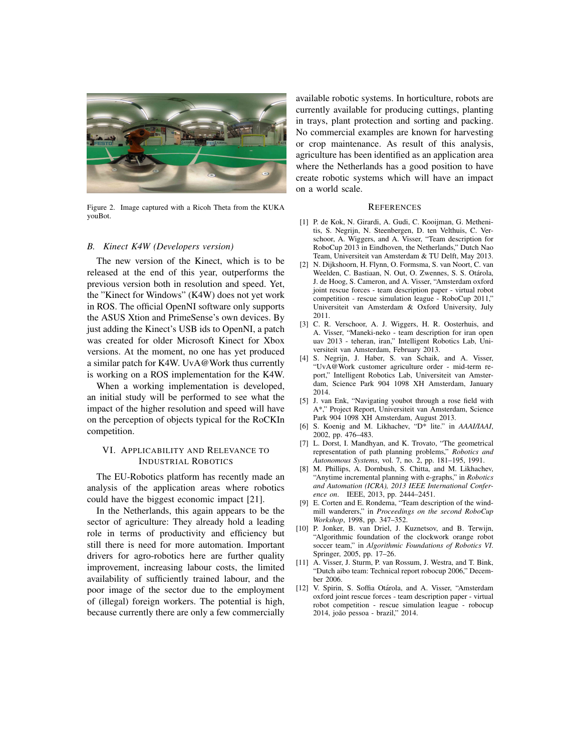Figure 2. Image captured with a Ricoh Theta from the KUKA youBot.

### B. Kinect K4W (Developers version)

The new version of the Kinect, which is to be released at the end of this year, outperforms the previous version both in resolution and speed. Yet, the "Kinect for Windows" (K4W) does not yet work in ROS. The official OpenNI software only supports the ASUS Xtion and PrimeSense's own devices. By just adding the Kinect's USB ids to OpenNI, a patch was created for older Microsoft Kinect for Xbox versions. At the moment, no one has yet produced a similar patch for K4W. UvA@Work thus currently is working on a ROS implementation for the K4W.

When a working implementation is developed, an initial study will be performed to see what the impact of the higher resolution and speed will have on the perception of objects typical for the RoCKIn competition.

## VI. Applicability and Relevance to Industrial Robotics

The EU-Robotics platform has recently made an analysis of the application areas where robotics could have the biggest economic impact [21].

In the Netherlands, this again appears to be the sector of agriculture: They already hold a leading role in terms of productivity and efficiency but still there is need for more automation. Important drivers for agro-robotics here are further quality improvement, increasing labour costs, the limited availability of sufficiently trained labour, and the poor image of the sector due to the employment of (illegal) foreign workers. The potential is high, because currently there are only a few commercially available robotic systems. In horticulture, robots are currently available for producing cuttings, planting in trays, plant protection and sorting and packing. No commercial examples are known for harvesting or crop maintenance. As result of this analysis, agriculture has been identified as an application area where the Netherlands has a good position to have create robotic systems which will have an impact on a world scale.

## References

[1] P. de Kok, N. Girardi, A. Gudi, C. Kooijman, G. Methenitis, S. Negrijn, N. Steenbergen, D. ten Velthuis, C. Verschoor, A. Wiggers, and A. Visser, "Team description for RoboCup 2013 in Eindhoven, the Netherlands," Dutch Nao Team, Universiteit van Amsterdam & TU Delft, May 2013.

[2] N. Dijkshoorn, H. Flynn, O. Formsma, S. van Noort, C. van Weelden, C. Bastiaan, N. Out, O. Zwennes, S. S. Otárola, J. de Hoog, S. Cameron, and A. Visser, "Amsterdam oxford joint rescue forces - team description paper - virtual robot competition - rescue simulation league - RoboCup 2011," Universiteit van Amsterdam & Oxford University, July 2011.

[3] C. R. Verschoor, A. J. Wiggers, H. R. Oosterhuis, and A. Visser, "Maneki-neko - team description for iran open uav 2013 - teheran, iran," Intelligent Robotics Lab, Universiteit van Amsterdam, February 2013.

[4] S. Negrijn, J. Haber, S. van Schaik, and A. Visser, "UvA@Work customer agriculture order - mid-term report," Intelligent Robotics Lab, Universiteit van Amsterdam, Science Park 904 1098 XH Amsterdam, January 2014.

[5] J. van Enk, "Navigating youbot through a rose field with A*," Project Report, Universiteit van Amsterdam, Science Park 904 1098 XH Amsterdam, August 2013.

[6] S. Koenig and M. Likhachev, "D* lite." in *AAAI/IAAI*, 2002, pp. 476–483.

[7] L. Dorst, I. Mandhyan, and K. Trovato, "The geometrical representation of path planning problems," *Robotics and Autonomous Systems*, vol. 7, no. 2, pp. 181–195, 1991.

[8] M. Phillips, A. Dornbush, S. Chitta, and M. Likhachev, "Anytime incremental planning with e-graphs," in *Robotics and Automation (ICRA), 2013 IEEE International Conference on*. IEEE, 2013, pp. 2444–2451.

[9] E. Corten and E. Rondema, "Team description of the windmill wanderers," in *Proceedings on the second RoboCup Workshop*, 1998, pp. 347–352.

[10] P. Jonker, B. van Driel, J. Kuznetsov, and B. Terwijn, "Algorithmic foundation of the clockwork orange robot soccer team," in *Algorithmic Foundations of Robotics VI*. Springer, 2005, pp. 17–26.

[11] A. Visser, J. Sturm, P. van Rossum, J. Westra, and T. Bink, "Dutch aibo team: Technical report robocup 2006," December 2006.

[12] V. Spirin, S. Soffia Otárola, and A. Visser, "Amsterdam oxford joint rescue forces - team description paper - virtual robot competition - rescue simulation league - robocup 2014, joão pessoa - brazil," 2014.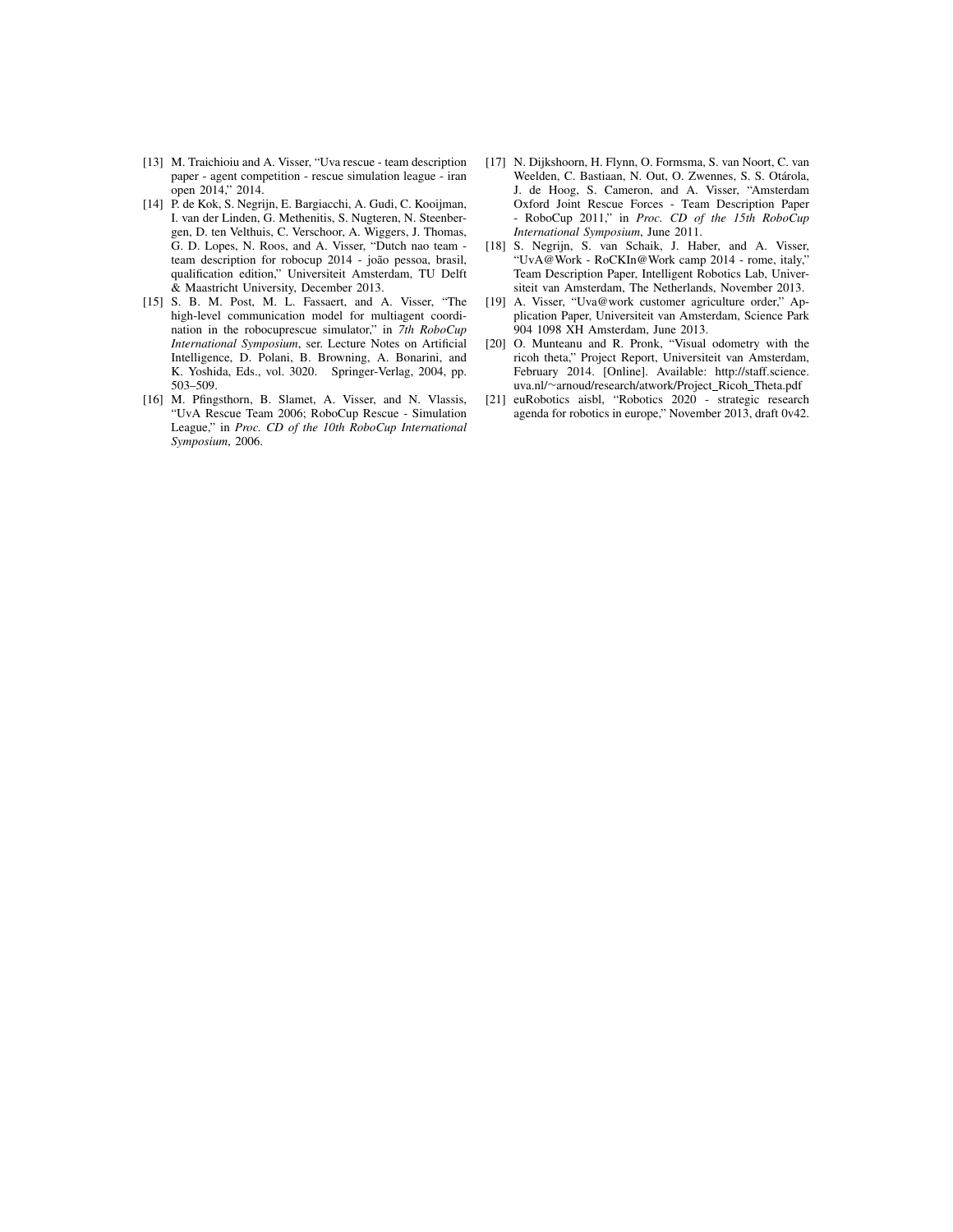[13] M. Traichioiu and A. Visser, "Uva rescue - team description paper - agent competition - rescue simulation league - iran open 2014," 2014.

[14] P. de Kok, S. Negrijn, E. Bargiacchi, A. Gudi, C. Kooijman, I. van der Linden, G. Methenitis, S. Nugteren, N. Steenbergen, D. ten Velthuis, C. Verschoor, A. Wiggers, J. Thomas, G. D. Lopes, N. Roos, and A. Visser, "Dutch nao team - team description for robocup 2014 - joão pessoa, brasil, qualification edition," Universiteit Amsterdam, TU Delft & Maastricht University, December 2013.

[15] S. B. M. Post, M. L. Fassaert, and A. Visser, "The high-level communication model for multiagent coordination in the robocuprescue simulator," in *7th RoboCup International Symposium*, ser. Lecture Notes on Artificial Intelligence, D. Polani, B. Browning, A. Bonarini, and K. Yoshida, Eds., vol. 3020. Springer-Verlag, 2004, pp. 503–509.

[16] M. Pfingsthorn, B. Slamet, A. Visser, and N. Vlassis, "UvA Rescue Team 2006; RoboCup Rescue - Simulation League," in *Proc. CD of the 10th RoboCup International Symposium*, 2006.

[17] N. Dijkshoorn, H. Flynn, O. Formsma, S. van Noort, C. van Weelden, C. Bastiaan, N. Out, O. Zwennes, S. S. Otárola, J. de Hoog, S. Cameron, and A. Visser, "Amsterdam Oxford Joint Rescue Forces - Team Description Paper - RoboCup 2011," in *Proc. CD of the 15th RoboCup International Symposium*, June 2011.

[18] S. Negrijn, S. van Schaik, J. Haber, and A. Visser, "UvA@Work - RoCKIn@Work camp 2014 - rome, italy," Team Description Paper, Intelligent Robotics Lab, Universiteit van Amsterdam, The Netherlands, November 2013.

[19] A. Visser, "Uva@work customer agriculture order," Application Paper, Universiteit van Amsterdam, Science Park 904 1098 XH Amsterdam, June 2013.

[20] O. Munteanu and R. Pronk, "Visual odometry with the ricoh theta," Project Report, Universiteit van Amsterdam, February 2014. [Online]. Available: http://staff.science.uva.nl/~arnoud/research/atwork/Project_Ricoh_Theta.pdf

[21] euRobotics aisbl, "Robotics 2020 - strategic research agenda for robotics in europe," November 2013, draft 0v42.